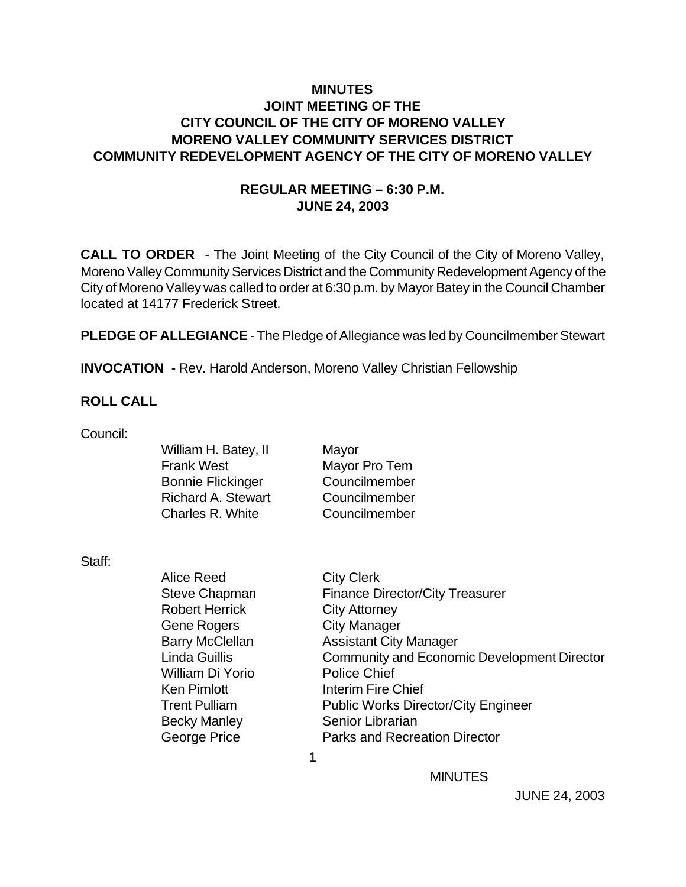# MINUTES
## JOINT MEETING OF THE
## CITY COUNCIL OF THE CITY OF MORENO VALLEY
## MORENO VALLEY COMMUNITY SERVICES DISTRICT
## COMMUNITY REDEVELOPMENT AGENCY OF THE CITY OF MORENO VALLEY

### REGULAR MEETING – 6:30 P.M.
### JUNE 24, 2003

**CALL TO ORDER** - The Joint Meeting of the City Council of the City of Moreno Valley, Moreno Valley Community Services District and the Community Redevelopment Agency of the City of Moreno Valley was called to order at 6:30 p.m. by Mayor Batey in the Council Chamber located at 14177 Frederick Street.

**PLEDGE OF ALLEGIANCE** - The Pledge of Allegiance was led by Councilmember Stewart

**INVOCATION** - Rev. Harold Anderson, Moreno Valley Christian Fellowship

**ROLL CALL**

Council:

| | |
|---|---|
| William H. Batey, II | Mayor |
| Frank West | Mayor Pro Tem |
| Bonnie Flickinger | Councilmember |
| Richard A. Stewart | Councilmember |
| Charles R. White | Councilmember |

Staff:

| | |
|---|---|
| Alice Reed | City Clerk |
| Steve Chapman | Finance Director/City Treasurer |
| Robert Herrick | City Attorney |
| Gene Rogers | City Manager |
| Barry McClellan | Assistant City Manager |
| Linda Guillis | Community and Economic Development Director |
| William Di Yorio | Police Chief |
| Ken Pimlott | Interim Fire Chief |
| Trent Pulliam | Public Works Director/City Engineer |
| Becky Manley | Senior Librarian |
| George Price | Parks and Recreation Director |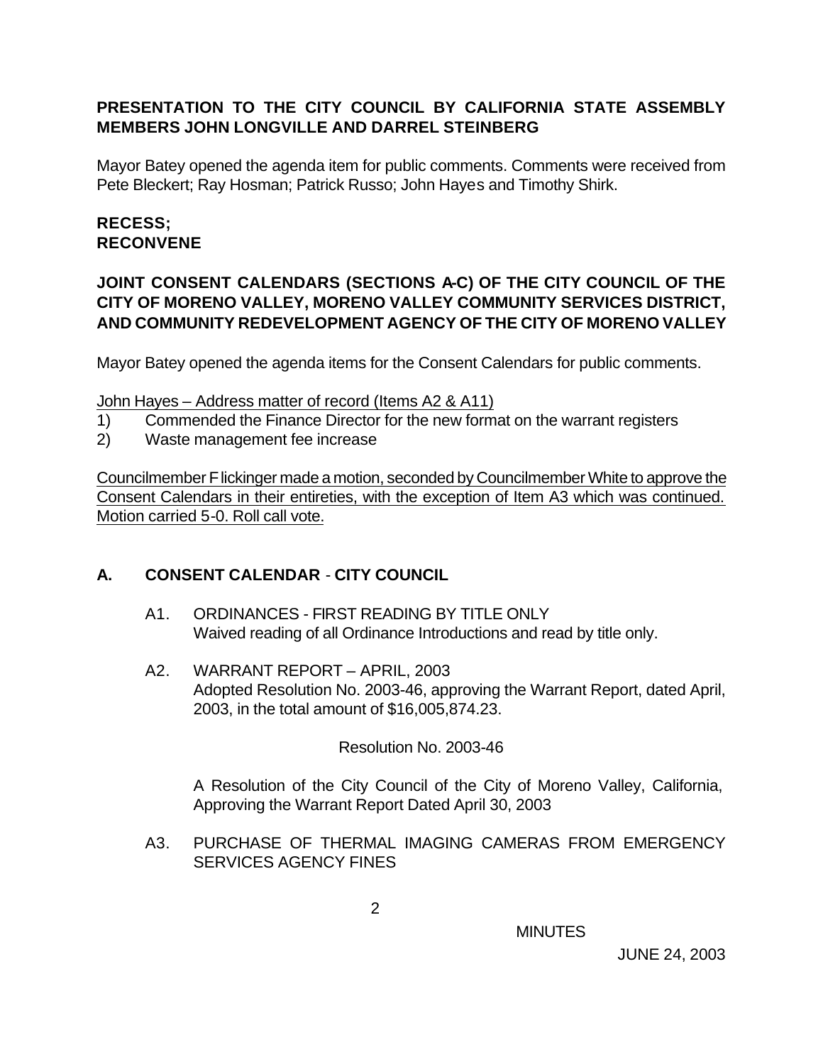**PRESENTATION TO THE CITY COUNCIL BY CALIFORNIA STATE ASSEMBLY MEMBERS JOHN LONGVILLE AND DARREL STEINBERG**

Mayor Batey opened the agenda item for public comments. Comments were received from Pete Bleckert; Ray Hosman; Patrick Russo; John Hayes and Timothy Shirk.

**RECESS;**
**RECONVENE**

**JOINT CONSENT CALENDARS (SECTIONS A-C) OF THE CITY COUNCIL OF THE CITY OF MORENO VALLEY, MORENO VALLEY COMMUNITY SERVICES DISTRICT, AND COMMUNITY REDEVELOPMENT AGENCY OF THE CITY OF MORENO VALLEY**

Mayor Batey opened the agenda items for the Consent Calendars for public comments.

<u>John Hayes – Address matter of record (Items A2 & A11)</u>

1) Commended the Finance Director for the new format on the warrant registers
2) Waste management fee increase

<u>Councilmember Flickinger made a motion, seconded by Councilmember White to approve the Consent Calendars in their entireties, with the exception of Item A3 which was continued. Motion carried 5-0. Roll call vote.</u>

## A. CONSENT CALENDAR - CITY COUNCIL

A1. ORDINANCES - FIRST READING BY TITLE ONLY
Waived reading of all Ordinance Introductions and read by title only.

A2. WARRANT REPORT – APRIL, 2003
Adopted Resolution No. 2003-46, approving the Warrant Report, dated April, 2003, in the total amount of $16,005,874.23.

Resolution No. 2003-46

A Resolution of the City Council of the City of Moreno Valley, California, Approving the Warrant Report Dated April 30, 2003

A3. PURCHASE OF THERMAL IMAGING CAMERAS FROM EMERGENCY SERVICES AGENCY FINES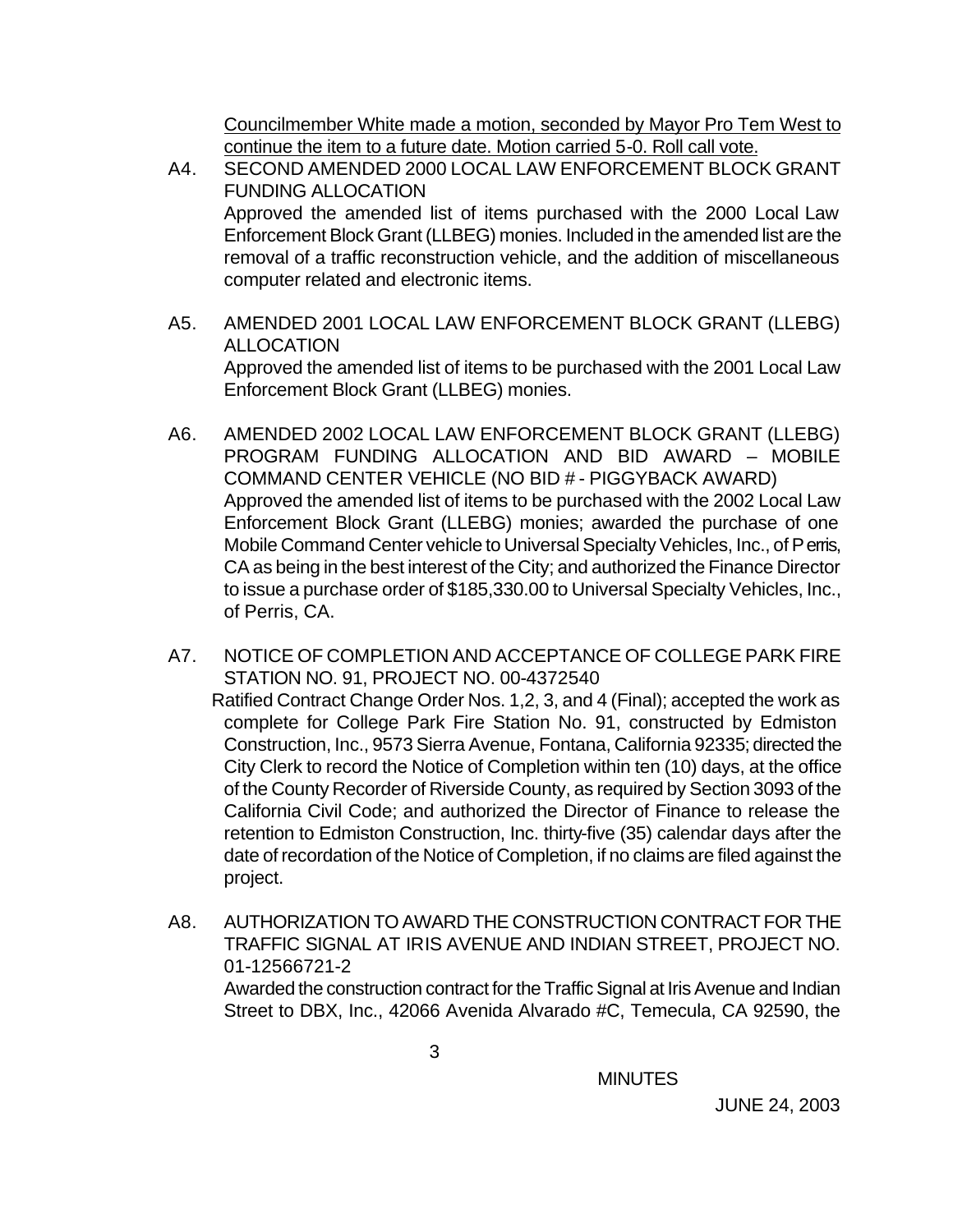Councilmember White made a motion, seconded by Mayor Pro Tem West to continue the item to a future date. Motion carried 5-0. Roll call vote.

A4. SECOND AMENDED 2000 LOCAL LAW ENFORCEMENT BLOCK GRANT FUNDING ALLOCATION

Approved the amended list of items purchased with the 2000 Local Law Enforcement Block Grant (LLBEG) monies. Included in the amended list are the removal of a traffic reconstruction vehicle, and the addition of miscellaneous computer related and electronic items.

A5. AMENDED 2001 LOCAL LAW ENFORCEMENT BLOCK GRANT (LLEBG) ALLOCATION

Approved the amended list of items to be purchased with the 2001 Local Law Enforcement Block Grant (LLBEG) monies.

A6. AMENDED 2002 LOCAL LAW ENFORCEMENT BLOCK GRANT (LLEBG) PROGRAM FUNDING ALLOCATION AND BID AWARD – MOBILE COMMAND CENTER VEHICLE (NO BID # - PIGGYBACK AWARD)

Approved the amended list of items to be purchased with the 2002 Local Law Enforcement Block Grant (LLEBG) monies; awarded the purchase of one Mobile Command Center vehicle to Universal Specialty Vehicles, Inc., of Perris, CA as being in the best interest of the City; and authorized the Finance Director to issue a purchase order of $185,330.00 to Universal Specialty Vehicles, Inc., of Perris, CA.

A7. NOTICE OF COMPLETION AND ACCEPTANCE OF COLLEGE PARK FIRE STATION NO. 91, PROJECT NO. 00-4372540

Ratified Contract Change Order Nos. 1,2, 3, and 4 (Final); accepted the work as complete for College Park Fire Station No. 91, constructed by Edmiston Construction, Inc., 9573 Sierra Avenue, Fontana, California 92335; directed the City Clerk to record the Notice of Completion within ten (10) days, at the office of the County Recorder of Riverside County, as required by Section 3093 of the California Civil Code; and authorized the Director of Finance to release the retention to Edmiston Construction, Inc. thirty-five (35) calendar days after the date of recordation of the Notice of Completion, if no claims are filed against the project.

A8. AUTHORIZATION TO AWARD THE CONSTRUCTION CONTRACT FOR THE TRAFFIC SIGNAL AT IRIS AVENUE AND INDIAN STREET, PROJECT NO. 01-12566721-2

Awarded the construction contract for the Traffic Signal at Iris Avenue and Indian Street to DBX, Inc., 42066 Avenida Alvarado #C, Temecula, CA 92590, the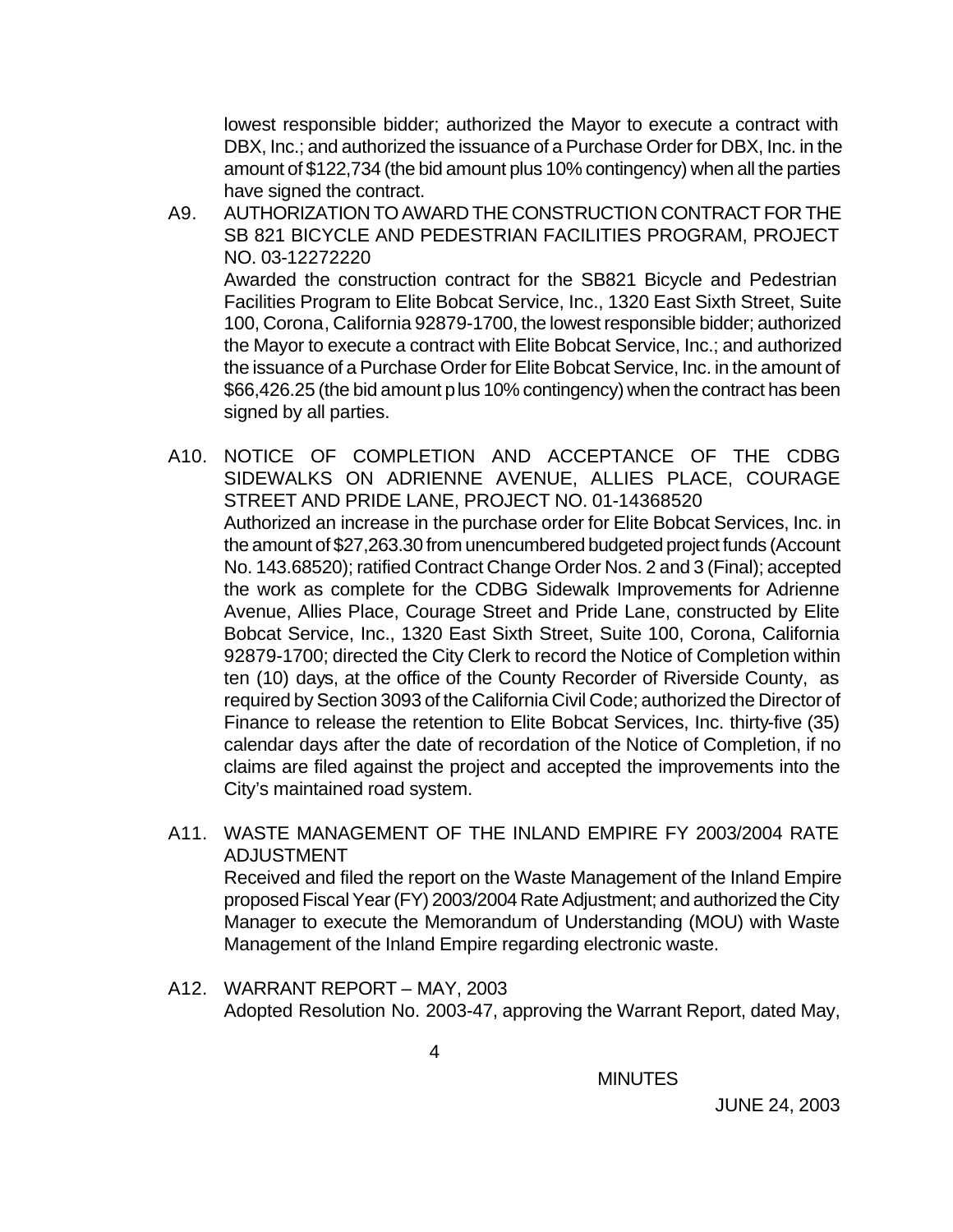lowest responsible bidder; authorized the Mayor to execute a contract with DBX, Inc.; and authorized the issuance of a Purchase Order for DBX, Inc. in the amount of $122,734 (the bid amount plus 10% contingency) when all the parties have signed the contract.

A9. AUTHORIZATION TO AWARD THE CONSTRUCTION CONTRACT FOR THE SB 821 BICYCLE AND PEDESTRIAN FACILITIES PROGRAM, PROJECT NO. 03-12272220

Awarded the construction contract for the SB821 Bicycle and Pedestrian Facilities Program to Elite Bobcat Service, Inc., 1320 East Sixth Street, Suite 100, Corona, California 92879-1700, the lowest responsible bidder; authorized the Mayor to execute a contract with Elite Bobcat Service, Inc.; and authorized the issuance of a Purchase Order for Elite Bobcat Service, Inc. in the amount of $66,426.25 (the bid amount plus 10% contingency) when the contract has been signed by all parties.

A10. NOTICE OF COMPLETION AND ACCEPTANCE OF THE CDBG SIDEWALKS ON ADRIENNE AVENUE, ALLIES PLACE, COURAGE STREET AND PRIDE LANE, PROJECT NO. 01-14368520

Authorized an increase in the purchase order for Elite Bobcat Services, Inc. in the amount of $27,263.30 from unencumbered budgeted project funds (Account No. 143.68520); ratified Contract Change Order Nos. 2 and 3 (Final); accepted the work as complete for the CDBG Sidewalk Improvements for Adrienne Avenue, Allies Place, Courage Street and Pride Lane, constructed by Elite Bobcat Service, Inc., 1320 East Sixth Street, Suite 100, Corona, California 92879-1700; directed the City Clerk to record the Notice of Completion within ten (10) days, at the office of the County Recorder of Riverside County, as required by Section 3093 of the California Civil Code; authorized the Director of Finance to release the retention to Elite Bobcat Services, Inc. thirty-five (35) calendar days after the date of recordation of the Notice of Completion, if no claims are filed against the project and accepted the improvements into the City's maintained road system.

A11. WASTE MANAGEMENT OF THE INLAND EMPIRE FY 2003/2004 RATE ADJUSTMENT

Received and filed the report on the Waste Management of the Inland Empire proposed Fiscal Year (FY) 2003/2004 Rate Adjustment; and authorized the City Manager to execute the Memorandum of Understanding (MOU) with Waste Management of the Inland Empire regarding electronic waste.

A12. WARRANT REPORT – MAY, 2003

Adopted Resolution No. 2003-47, approving the Warrant Report, dated May,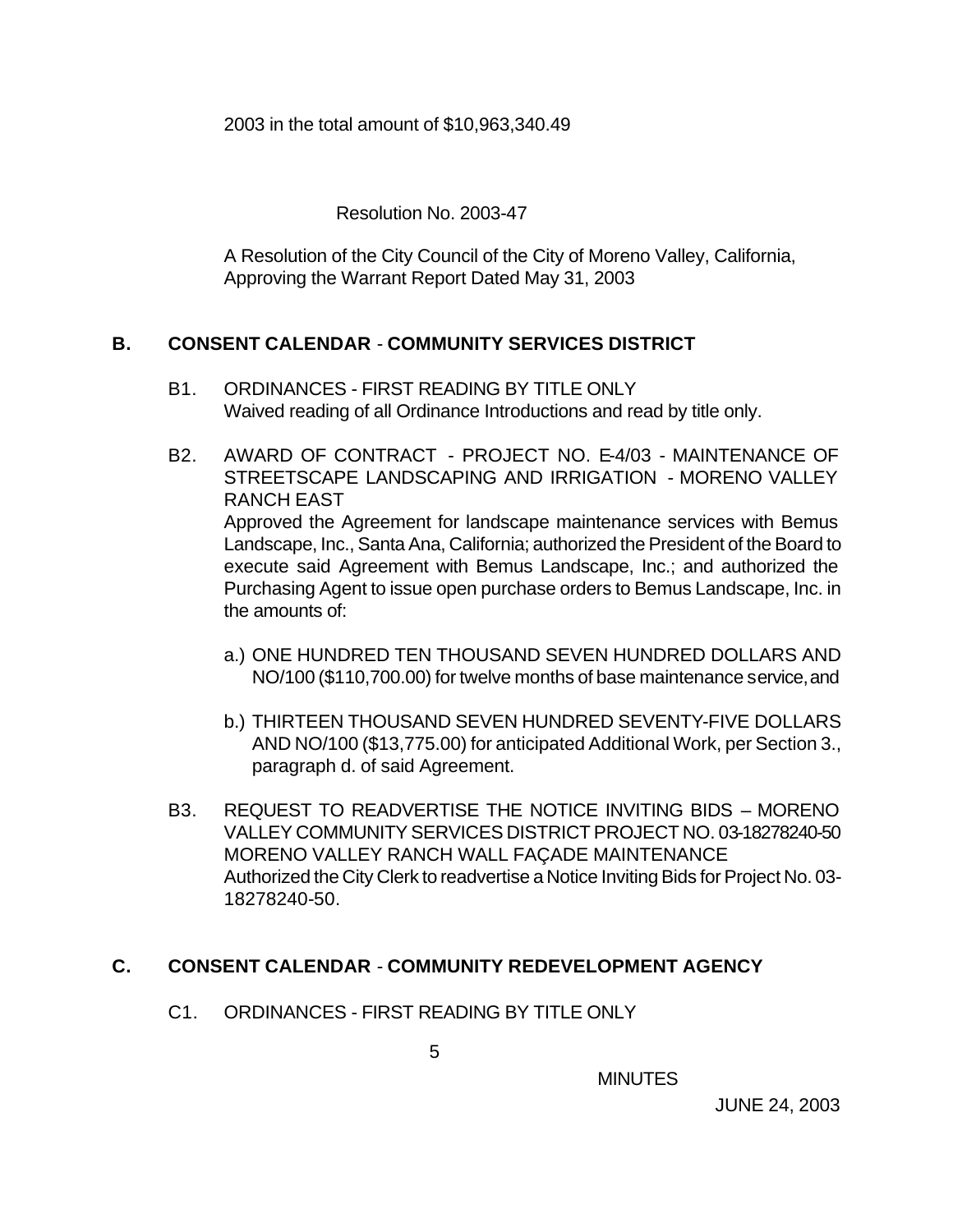2003 in the total amount of $10,963,340.49

Resolution No. 2003-47

A Resolution of the City Council of the City of Moreno Valley, California, Approving the Warrant Report Dated May 31, 2003

## B. CONSENT CALENDAR - COMMUNITY SERVICES DISTRICT

B1. ORDINANCES - FIRST READING BY TITLE ONLY
Waived reading of all Ordinance Introductions and read by title only.

B2. AWARD OF CONTRACT - PROJECT NO. E-4/03 - MAINTENANCE OF STREETSCAPE LANDSCAPING AND IRRIGATION - MORENO VALLEY RANCH EAST
Approved the Agreement for landscape maintenance services with Bemus Landscape, Inc., Santa Ana, California; authorized the President of the Board to execute said Agreement with Bemus Landscape, Inc.; and authorized the Purchasing Agent to issue open purchase orders to Bemus Landscape, Inc. in the amounts of:

a.) ONE HUNDRED TEN THOUSAND SEVEN HUNDRED DOLLARS AND NO/100 ($110,700.00) for twelve months of base maintenance service, and

b.) THIRTEEN THOUSAND SEVEN HUNDRED SEVENTY-FIVE DOLLARS AND NO/100 ($13,775.00) for anticipated Additional Work, per Section 3., paragraph d. of said Agreement.

B3. REQUEST TO READVERTISE THE NOTICE INVITING BIDS – MORENO VALLEY COMMUNITY SERVICES DISTRICT PROJECT NO. 03-18278240-50 MORENO VALLEY RANCH WALL FAÇADE MAINTENANCE
Authorized the City Clerk to readvertise a Notice Inviting Bids for Project No. 03-18278240-50.

## C. CONSENT CALENDAR - COMMUNITY REDEVELOPMENT AGENCY

C1. ORDINANCES - FIRST READING BY TITLE ONLY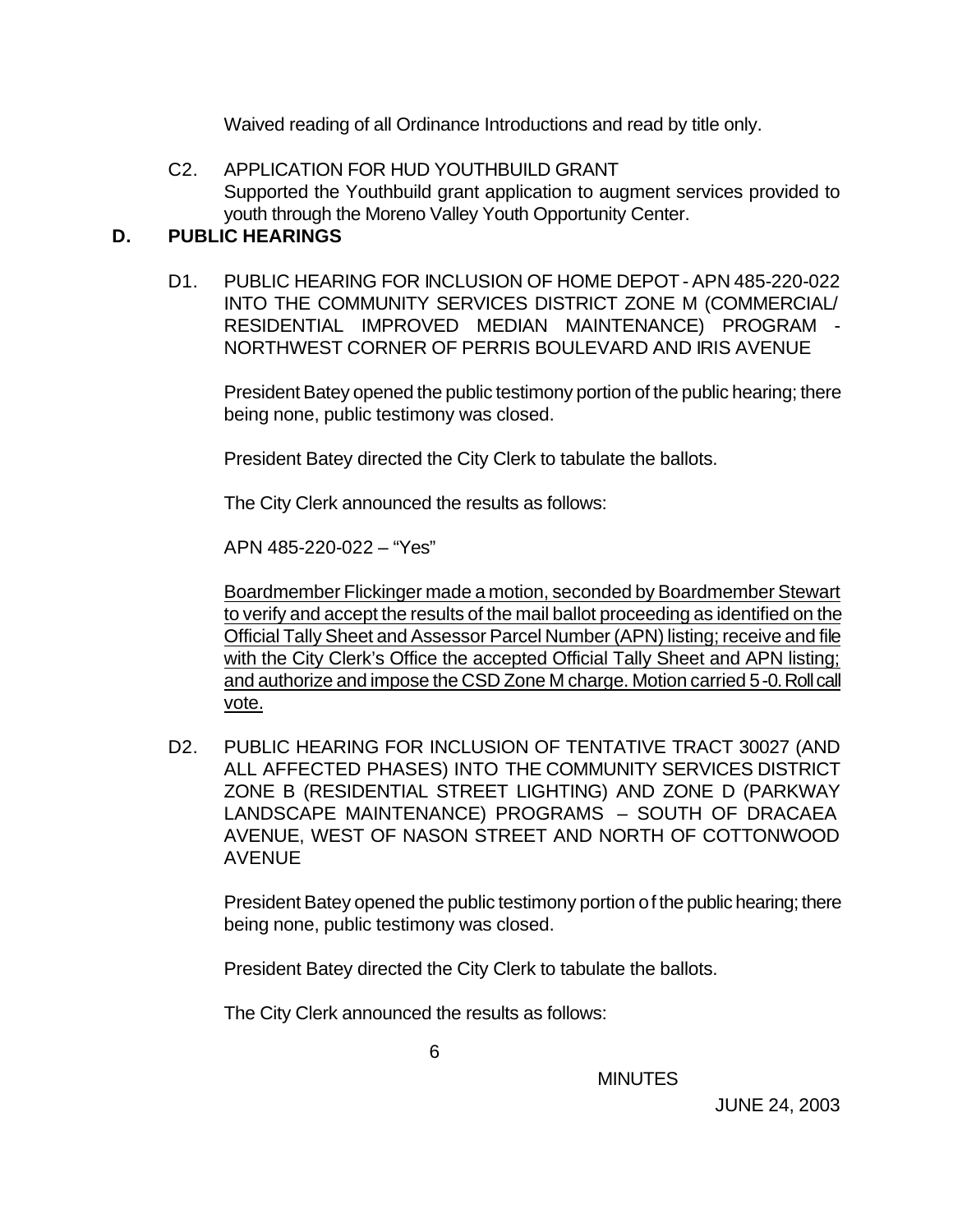Waived reading of all Ordinance Introductions and read by title only.

C2. APPLICATION FOR HUD YOUTHBUILD GRANT
Supported the Youthbuild grant application to augment services provided to youth through the Moreno Valley Youth Opportunity Center.

## D. PUBLIC HEARINGS

D1. PUBLIC HEARING FOR INCLUSION OF HOME DEPOT - APN 485-220-022 INTO THE COMMUNITY SERVICES DISTRICT ZONE M (COMMERCIAL/ RESIDENTIAL IMPROVED MEDIAN MAINTENANCE) PROGRAM - NORTHWEST CORNER OF PERRIS BOULEVARD AND IRIS AVENUE

President Batey opened the public testimony portion of the public hearing; there being none, public testimony was closed.

President Batey directed the City Clerk to tabulate the ballots.

The City Clerk announced the results as follows:

APN 485-220-022 – "Yes"

Boardmember Flickinger made a motion, seconded by Boardmember Stewart to verify and accept the results of the mail ballot proceeding as identified on the Official Tally Sheet and Assessor Parcel Number (APN) listing; receive and file with the City Clerk's Office the accepted Official Tally Sheet and APN listing; and authorize and impose the CSD Zone M charge. Motion carried 5-0. Roll call vote.

D2. PUBLIC HEARING FOR INCLUSION OF TENTATIVE TRACT 30027 (AND ALL AFFECTED PHASES) INTO THE COMMUNITY SERVICES DISTRICT ZONE B (RESIDENTIAL STREET LIGHTING) AND ZONE D (PARKWAY LANDSCAPE MAINTENANCE) PROGRAMS – SOUTH OF DRACAEA AVENUE, WEST OF NASON STREET AND NORTH OF COTTONWOOD AVENUE

President Batey opened the public testimony portion of the public hearing; there being none, public testimony was closed.

President Batey directed the City Clerk to tabulate the ballots.

The City Clerk announced the results as follows: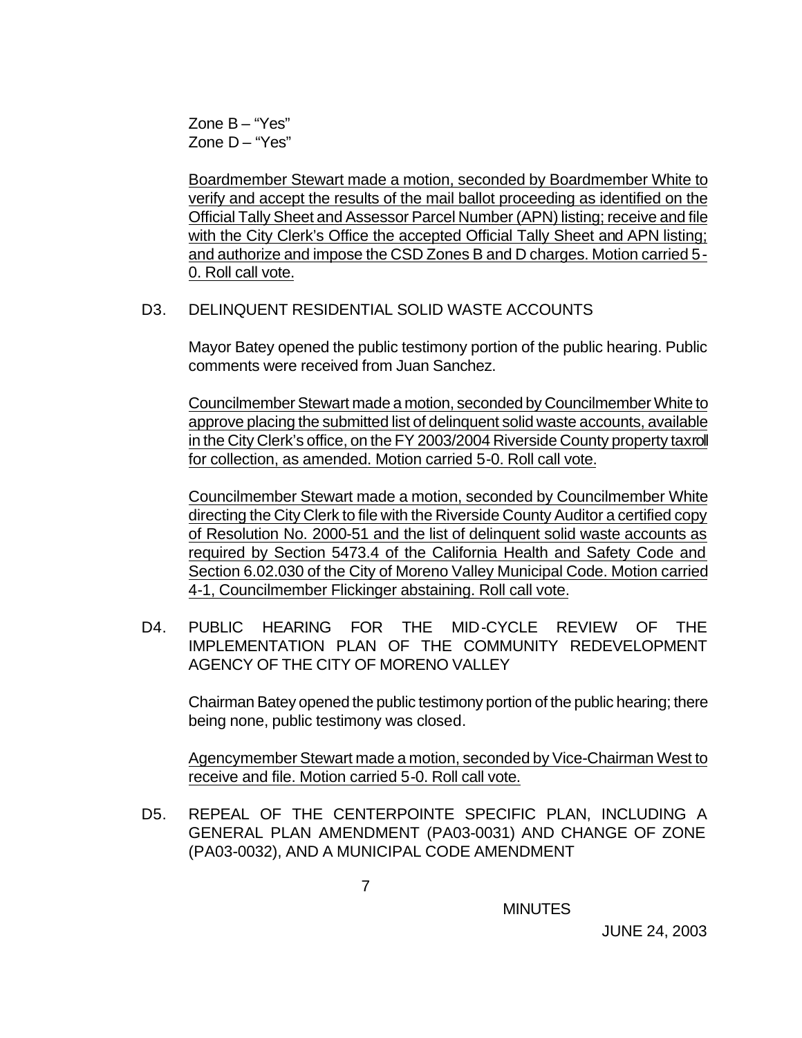Zone B – "Yes"
Zone D – "Yes"

Boardmember Stewart made a motion, seconded by Boardmember White to verify and accept the results of the mail ballot proceeding as identified on the Official Tally Sheet and Assessor Parcel Number (APN) listing; receive and file with the City Clerk's Office the accepted Official Tally Sheet and APN listing; and authorize and impose the CSD Zones B and D charges. Motion carried 5-0. Roll call vote.

D3. DELINQUENT RESIDENTIAL SOLID WASTE ACCOUNTS

Mayor Batey opened the public testimony portion of the public hearing. Public comments were received from Juan Sanchez.

Councilmember Stewart made a motion, seconded by Councilmember White to approve placing the submitted list of delinquent solid waste accounts, available in the City Clerk's office, on the FY 2003/2004 Riverside County property taxroll for collection, as amended. Motion carried 5-0. Roll call vote.

Councilmember Stewart made a motion, seconded by Councilmember White directing the City Clerk to file with the Riverside County Auditor a certified copy of Resolution No. 2000-51 and the list of delinquent solid waste accounts as required by Section 5473.4 of the California Health and Safety Code and Section 6.02.030 of the City of Moreno Valley Municipal Code. Motion carried 4-1, Councilmember Flickinger abstaining. Roll call vote.

D4. PUBLIC HEARING FOR THE MID-CYCLE REVIEW OF THE IMPLEMENTATION PLAN OF THE COMMUNITY REDEVELOPMENT AGENCY OF THE CITY OF MORENO VALLEY

Chairman Batey opened the public testimony portion of the public hearing; there being none, public testimony was closed.

Agencymember Stewart made a motion, seconded by Vice-Chairman West to receive and file. Motion carried 5-0. Roll call vote.

D5. REPEAL OF THE CENTERPOINTE SPECIFIC PLAN, INCLUDING A GENERAL PLAN AMENDMENT (PA03-0031) AND CHANGE OF ZONE (PA03-0032), AND A MUNICIPAL CODE AMENDMENT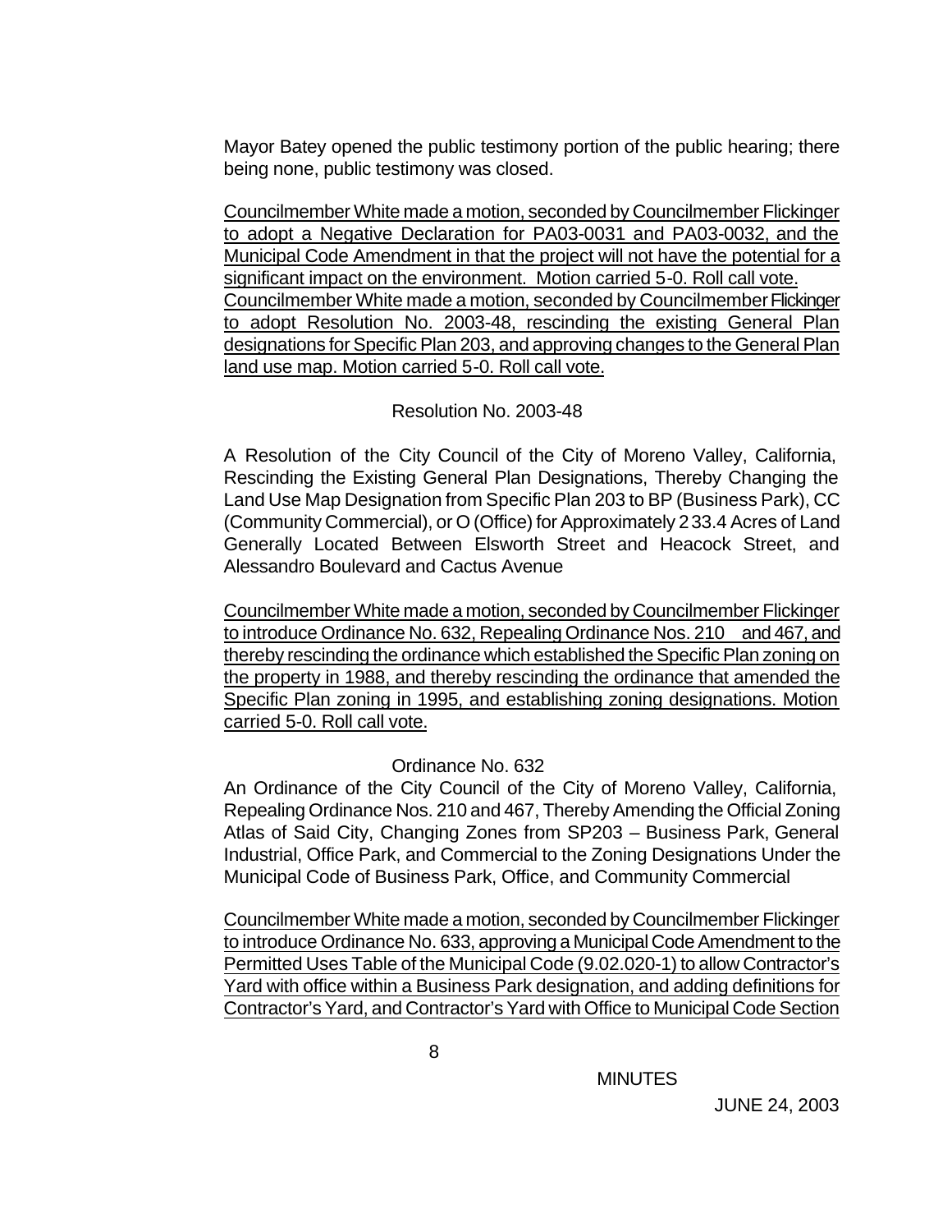Mayor Batey opened the public testimony portion of the public hearing; there being none, public testimony was closed.

Councilmember White made a motion, seconded by Councilmember Flickinger to adopt a Negative Declaration for PA03-0031 and PA03-0032, and the Municipal Code Amendment in that the project will not have the potential for a significant impact on the environment. Motion carried 5-0. Roll call vote. Councilmember White made a motion, seconded by Councilmember Flickinger to adopt Resolution No. 2003-48, rescinding the existing General Plan designations for Specific Plan 203, and approving changes to the General Plan land use map. Motion carried 5-0. Roll call vote.

Resolution No. 2003-48

A Resolution of the City Council of the City of Moreno Valley, California, Rescinding the Existing General Plan Designations, Thereby Changing the Land Use Map Designation from Specific Plan 203 to BP (Business Park), CC (Community Commercial), or O (Office) for Approximately 233.4 Acres of Land Generally Located Between Elsworth Street and Heacock Street, and Alessandro Boulevard and Cactus Avenue

Councilmember White made a motion, seconded by Councilmember Flickinger to introduce Ordinance No. 632, Repealing Ordinance Nos. 210 and 467, and thereby rescinding the ordinance which established the Specific Plan zoning on the property in 1988, and thereby rescinding the ordinance that amended the Specific Plan zoning in 1995, and establishing zoning designations. Motion carried 5-0. Roll call vote.

Ordinance No. 632

An Ordinance of the City Council of the City of Moreno Valley, California, Repealing Ordinance Nos. 210 and 467, Thereby Amending the Official Zoning Atlas of Said City, Changing Zones from SP203 – Business Park, General Industrial, Office Park, and Commercial to the Zoning Designations Under the Municipal Code of Business Park, Office, and Community Commercial

Councilmember White made a motion, seconded by Councilmember Flickinger to introduce Ordinance No. 633, approving a Municipal Code Amendment to the Permitted Uses Table of the Municipal Code (9.02.020-1) to allow Contractor's Yard with office within a Business Park designation, and adding definitions for Contractor's Yard, and Contractor's Yard with Office to Municipal Code Section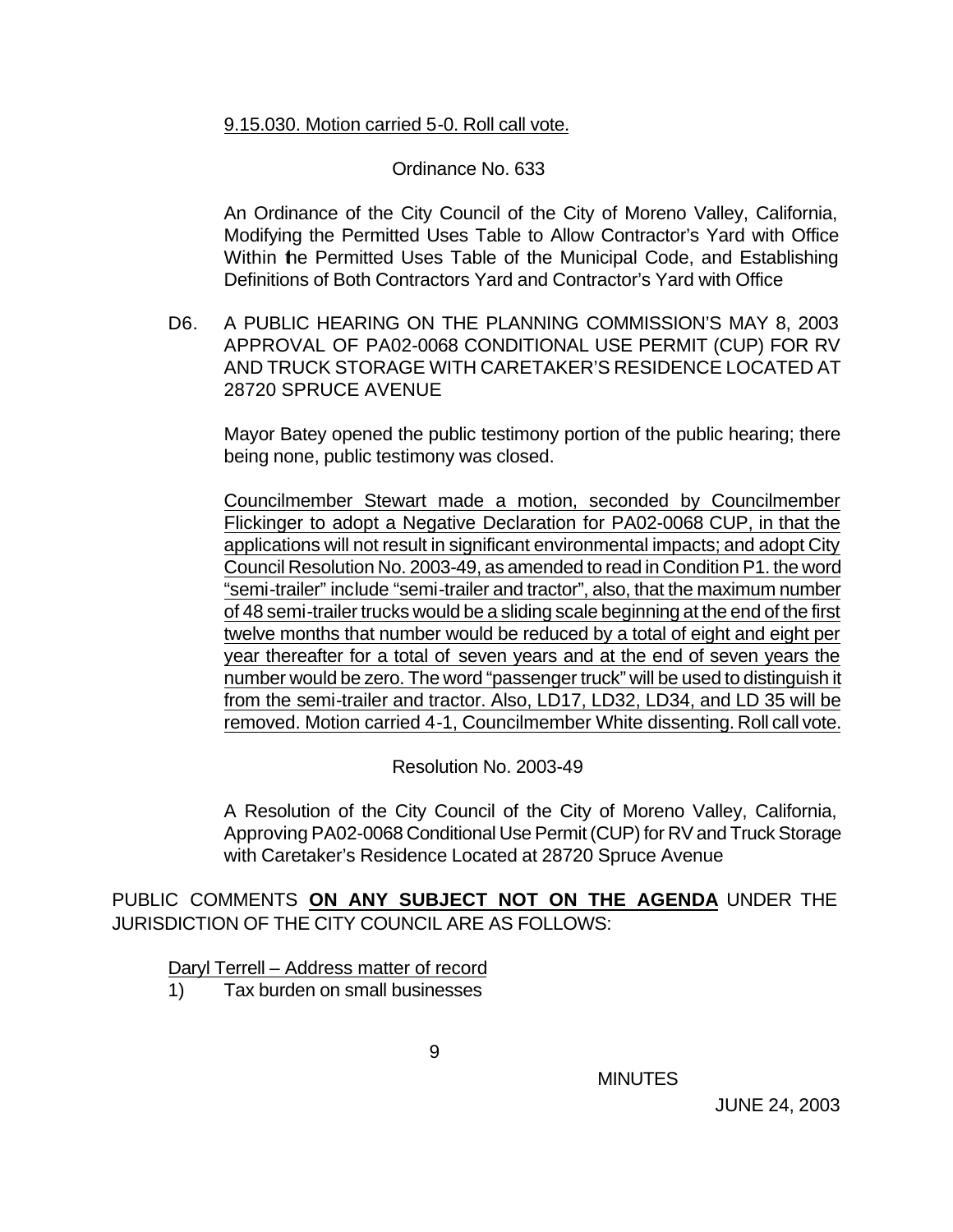9.15.030. Motion carried 5-0. Roll call vote.

Ordinance No. 633

An Ordinance of the City Council of the City of Moreno Valley, California, Modifying the Permitted Uses Table to Allow Contractor's Yard with Office Within the Permitted Uses Table of the Municipal Code, and Establishing Definitions of Both Contractors Yard and Contractor's Yard with Office

D6. A PUBLIC HEARING ON THE PLANNING COMMISSION'S MAY 8, 2003 APPROVAL OF PA02-0068 CONDITIONAL USE PERMIT (CUP) FOR RV AND TRUCK STORAGE WITH CARETAKER'S RESIDENCE LOCATED AT 28720 SPRUCE AVENUE

Mayor Batey opened the public testimony portion of the public hearing; there being none, public testimony was closed.

Councilmember Stewart made a motion, seconded by Councilmember Flickinger to adopt a Negative Declaration for PA02-0068 CUP, in that the applications will not result in significant environmental impacts; and adopt City Council Resolution No. 2003-49, as amended to read in Condition P1. the word "semi-trailer" include "semi-trailer and tractor", also, that the maximum number of 48 semi-trailer trucks would be a sliding scale beginning at the end of the first twelve months that number would be reduced by a total of eight and eight per year thereafter for a total of seven years and at the end of seven years the number would be zero. The word "passenger truck" will be used to distinguish it from the semi-trailer and tractor. Also, LD17, LD32, LD34, and LD 35 will be removed. Motion carried 4-1, Councilmember White dissenting. Roll call vote.

Resolution No. 2003-49

A Resolution of the City Council of the City of Moreno Valley, California, Approving PA02-0068 Conditional Use Permit (CUP) for RV and Truck Storage with Caretaker's Residence Located at 28720 Spruce Avenue

PUBLIC COMMENTS **ON ANY SUBJECT NOT ON THE AGENDA** UNDER THE JURISDICTION OF THE CITY COUNCIL ARE AS FOLLOWS:

Daryl Terrell – Address matter of record

1) Tax burden on small businesses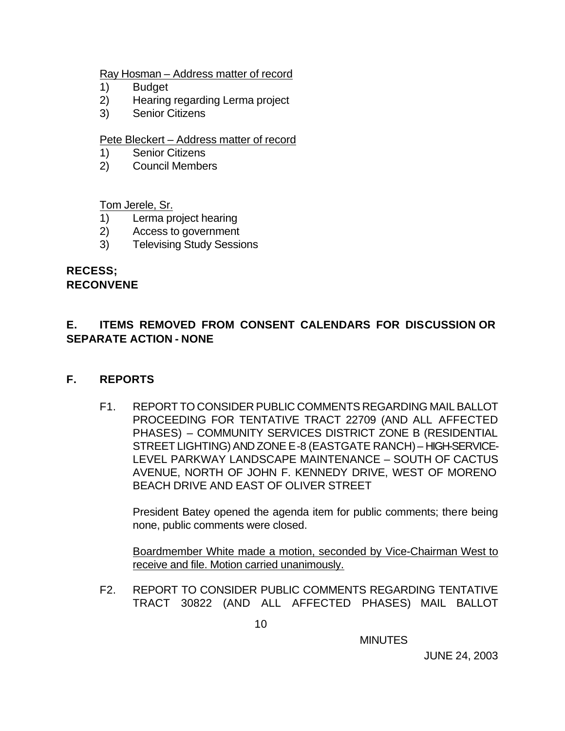Ray Hosman – Address matter of record

1) Budget
2) Hearing regarding Lerma project
3) Senior Citizens

Pete Bleckert – Address matter of record

1) Senior Citizens
2) Council Members

Tom Jerele, Sr.

1) Lerma project hearing
2) Access to government
3) Televising Study Sessions

**RECESS;**
**RECONVENE**

## E. ITEMS REMOVED FROM CONSENT CALENDARS FOR DISCUSSION OR SEPARATE ACTION - NONE

## F. REPORTS

F1. REPORT TO CONSIDER PUBLIC COMMENTS REGARDING MAIL BALLOT PROCEEDING FOR TENTATIVE TRACT 22709 (AND ALL AFFECTED PHASES) – COMMUNITY SERVICES DISTRICT ZONE B (RESIDENTIAL STREET LIGHTING) AND ZONE E-8 (EASTGATE RANCH) – HIGH-SERVICE-LEVEL PARKWAY LANDSCAPE MAINTENANCE – SOUTH OF CACTUS AVENUE, NORTH OF JOHN F. KENNEDY DRIVE, WEST OF MORENO BEACH DRIVE AND EAST OF OLIVER STREET

President Batey opened the agenda item for public comments; there being none, public comments were closed.

Boardmember White made a motion, seconded by Vice-Chairman West to receive and file. Motion carried unanimously.

F2. REPORT TO CONSIDER PUBLIC COMMENTS REGARDING TENTATIVE TRACT 30822 (AND ALL AFFECTED PHASES) MAIL BALLOT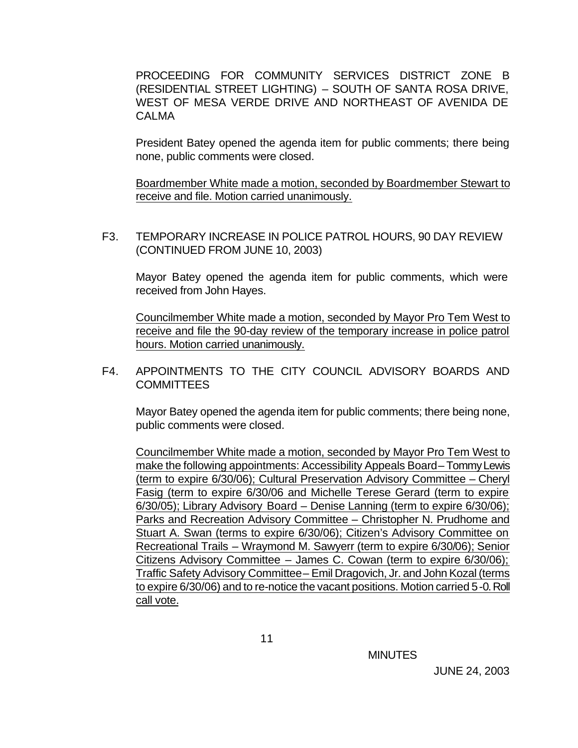PROCEEDING FOR COMMUNITY SERVICES DISTRICT ZONE B (RESIDENTIAL STREET LIGHTING) – SOUTH OF SANTA ROSA DRIVE, WEST OF MESA VERDE DRIVE AND NORTHEAST OF AVENIDA DE CALMA

President Batey opened the agenda item for public comments; there being none, public comments were closed.

Boardmember White made a motion, seconded by Boardmember Stewart to receive and file. Motion carried unanimously.

F3. TEMPORARY INCREASE IN POLICE PATROL HOURS, 90 DAY REVIEW (CONTINUED FROM JUNE 10, 2003)

Mayor Batey opened the agenda item for public comments, which were received from John Hayes.

Councilmember White made a motion, seconded by Mayor Pro Tem West to receive and file the 90-day review of the temporary increase in police patrol hours. Motion carried unanimously.

F4. APPOINTMENTS TO THE CITY COUNCIL ADVISORY BOARDS AND COMMITTEES

Mayor Batey opened the agenda item for public comments; there being none, public comments were closed.

Councilmember White made a motion, seconded by Mayor Pro Tem West to make the following appointments: Accessibility Appeals Board – Tommy Lewis (term to expire 6/30/06); Cultural Preservation Advisory Committee – Cheryl Fasig (term to expire 6/30/06 and Michelle Terese Gerard (term to expire 6/30/05); Library Advisory Board – Denise Lanning (term to expire 6/30/06); Parks and Recreation Advisory Committee – Christopher N. Prudhome and Stuart A. Swan (terms to expire 6/30/06); Citizen's Advisory Committee on Recreational Trails – Wraymond M. Sawyerr (term to expire 6/30/06); Senior Citizens Advisory Committee – James C. Cowan (term to expire 6/30/06); Traffic Safety Advisory Committee – Emil Dragovich, Jr. and John Kozal (terms to expire 6/30/06) and to re-notice the vacant positions. Motion carried 5-0. Roll call vote.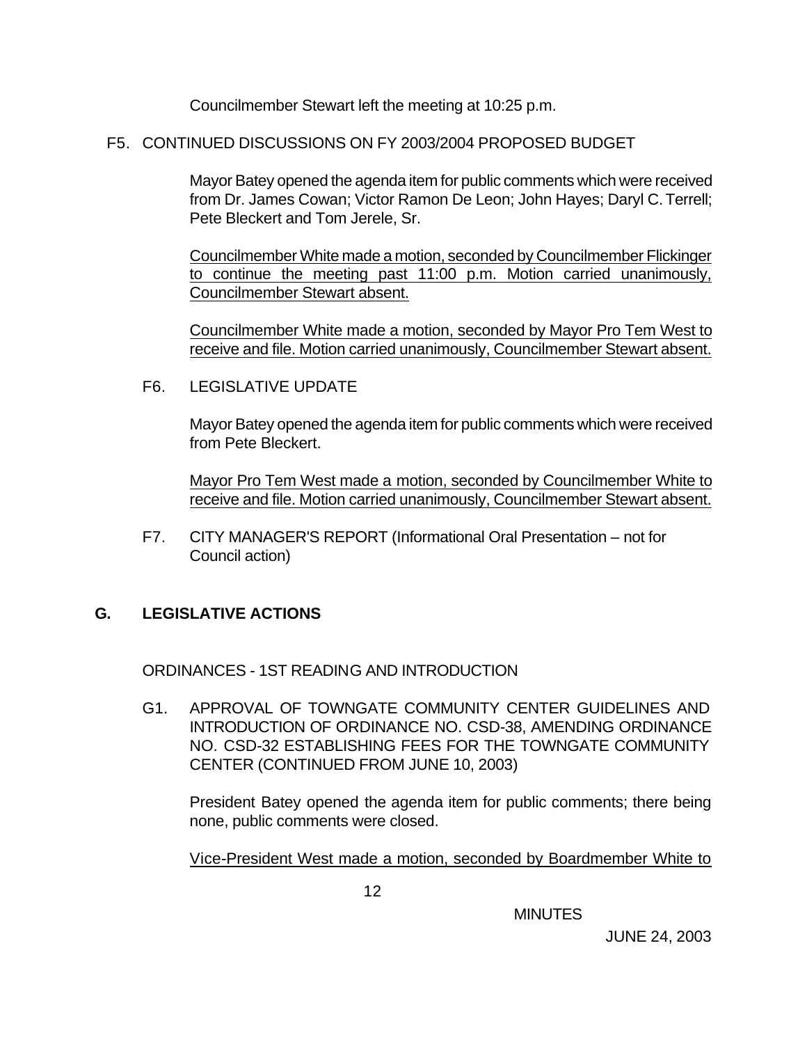Councilmember Stewart left the meeting at 10:25 p.m.

F5. CONTINUED DISCUSSIONS ON FY 2003/2004 PROPOSED BUDGET

Mayor Batey opened the agenda item for public comments which were received from Dr. James Cowan; Victor Ramon De Leon; John Hayes; Daryl C. Terrell; Pete Bleckert and Tom Jerele, Sr.

Councilmember White made a motion, seconded by Councilmember Flickinger to continue the meeting past 11:00 p.m. Motion carried unanimously, Councilmember Stewart absent.

Councilmember White made a motion, seconded by Mayor Pro Tem West to receive and file. Motion carried unanimously, Councilmember Stewart absent.

F6. LEGISLATIVE UPDATE

Mayor Batey opened the agenda item for public comments which were received from Pete Bleckert.

Mayor Pro Tem West made a motion, seconded by Councilmember White to receive and file. Motion carried unanimously, Councilmember Stewart absent.

F7. CITY MANAGER'S REPORT (Informational Oral Presentation – not for Council action)

## G. LEGISLATIVE ACTIONS

ORDINANCES - 1ST READING AND INTRODUCTION

G1. APPROVAL OF TOWNGATE COMMUNITY CENTER GUIDELINES AND INTRODUCTION OF ORDINANCE NO. CSD-38, AMENDING ORDINANCE NO. CSD-32 ESTABLISHING FEES FOR THE TOWNGATE COMMUNITY CENTER (CONTINUED FROM JUNE 10, 2003)

President Batey opened the agenda item for public comments; there being none, public comments were closed.

Vice-President West made a motion, seconded by Boardmember White to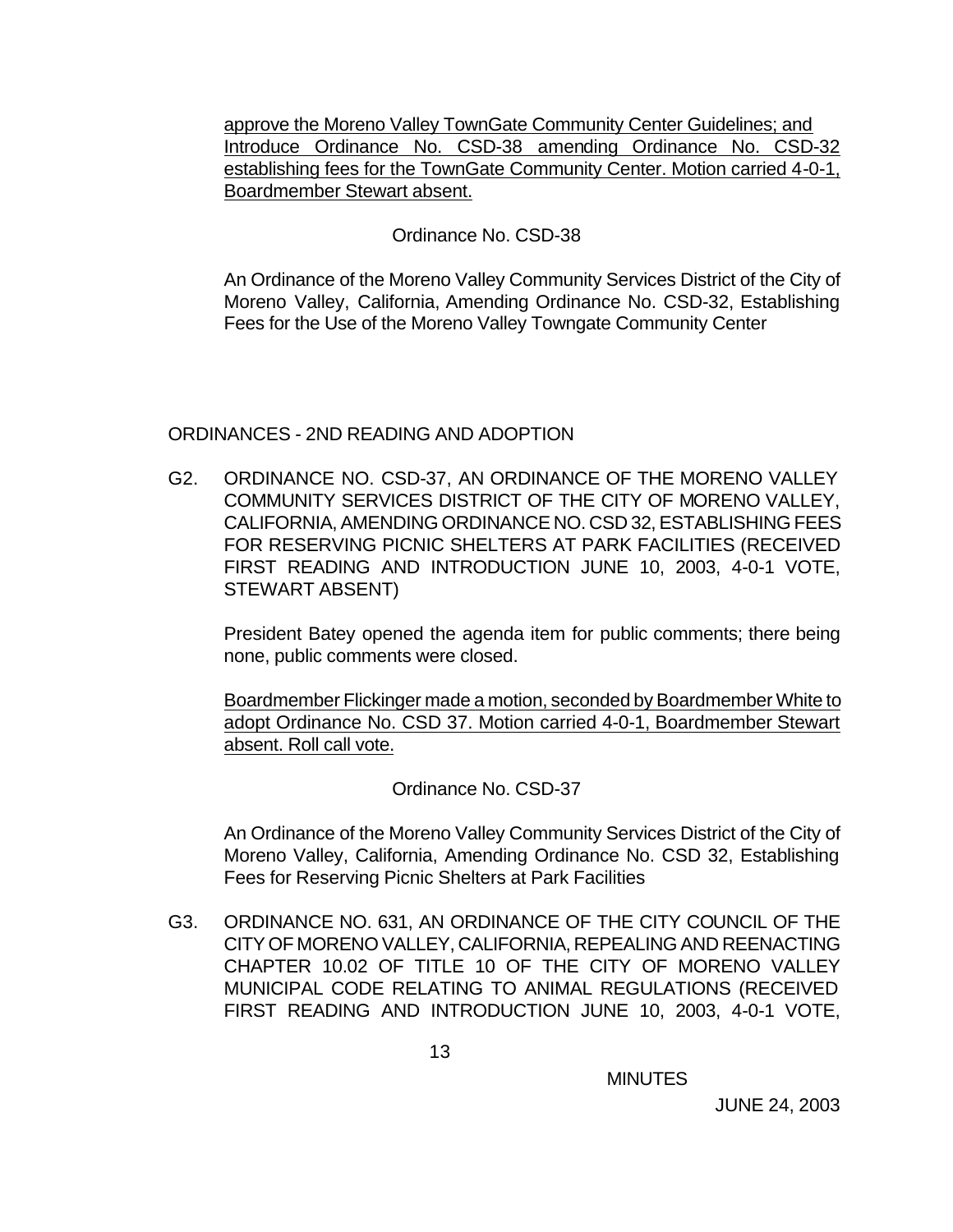approve the Moreno Valley TownGate Community Center Guidelines; and Introduce Ordinance No. CSD-38 amending Ordinance No. CSD-32 establishing fees for the TownGate Community Center. Motion carried 4-0-1, Boardmember Stewart absent.

Ordinance No. CSD-38

An Ordinance of the Moreno Valley Community Services District of the City of Moreno Valley, California, Amending Ordinance No. CSD-32, Establishing Fees for the Use of the Moreno Valley Towngate Community Center

ORDINANCES - 2ND READING AND ADOPTION

G2. ORDINANCE NO. CSD-37, AN ORDINANCE OF THE MORENO VALLEY COMMUNITY SERVICES DISTRICT OF THE CITY OF MORENO VALLEY, CALIFORNIA, AMENDING ORDINANCE NO. CSD 32, ESTABLISHING FEES FOR RESERVING PICNIC SHELTERS AT PARK FACILITIES (RECEIVED FIRST READING AND INTRODUCTION JUNE 10, 2003, 4-0-1 VOTE, STEWART ABSENT)

President Batey opened the agenda item for public comments; there being none, public comments were closed.

Boardmember Flickinger made a motion, seconded by Boardmember White to adopt Ordinance No. CSD 37. Motion carried 4-0-1, Boardmember Stewart absent. Roll call vote.

Ordinance No. CSD-37

An Ordinance of the Moreno Valley Community Services District of the City of Moreno Valley, California, Amending Ordinance No. CSD 32, Establishing Fees for Reserving Picnic Shelters at Park Facilities

G3. ORDINANCE NO. 631, AN ORDINANCE OF THE CITY COUNCIL OF THE CITY OF MORENO VALLEY, CALIFORNIA, REPEALING AND REENACTING CHAPTER 10.02 OF TITLE 10 OF THE CITY OF MORENO VALLEY MUNICIPAL CODE RELATING TO ANIMAL REGULATIONS (RECEIVED FIRST READING AND INTRODUCTION JUNE 10, 2003, 4-0-1 VOTE,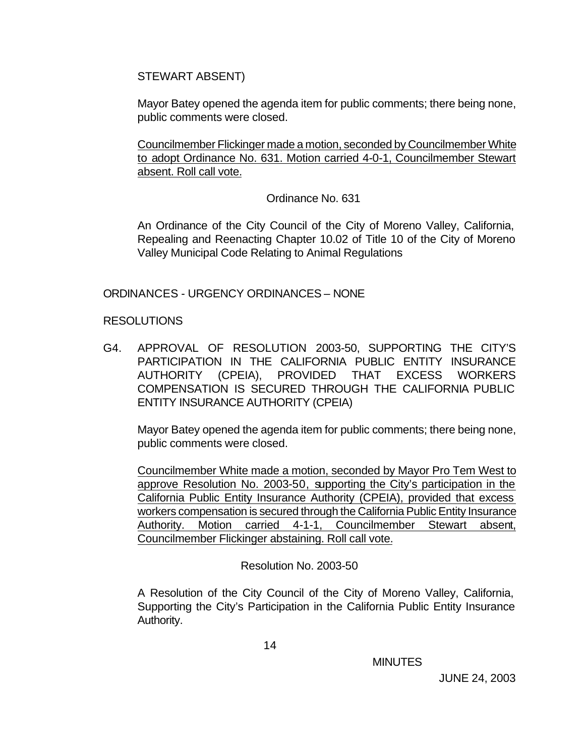STEWART ABSENT)

Mayor Batey opened the agenda item for public comments; there being none, public comments were closed.

Councilmember Flickinger made a motion, seconded by Councilmember White to adopt Ordinance No. 631. Motion carried 4-0-1, Councilmember Stewart absent. Roll call vote.

Ordinance No. 631

An Ordinance of the City Council of the City of Moreno Valley, California, Repealing and Reenacting Chapter 10.02 of Title 10 of the City of Moreno Valley Municipal Code Relating to Animal Regulations

ORDINANCES - URGENCY ORDINANCES – NONE

RESOLUTIONS

G4. APPROVAL OF RESOLUTION 2003-50, SUPPORTING THE CITY'S PARTICIPATION IN THE CALIFORNIA PUBLIC ENTITY INSURANCE AUTHORITY (CPEIA), PROVIDED THAT EXCESS WORKERS COMPENSATION IS SECURED THROUGH THE CALIFORNIA PUBLIC ENTITY INSURANCE AUTHORITY (CPEIA)

Mayor Batey opened the agenda item for public comments; there being none, public comments were closed.

Councilmember White made a motion, seconded by Mayor Pro Tem West to approve Resolution No. 2003-50, supporting the City's participation in the California Public Entity Insurance Authority (CPEIA), provided that excess workers compensation is secured through the California Public Entity Insurance Authority. Motion carried 4-1-1, Councilmember Stewart absent, Councilmember Flickinger abstaining. Roll call vote.

Resolution No. 2003-50

A Resolution of the City Council of the City of Moreno Valley, California, Supporting the City's Participation in the California Public Entity Insurance Authority.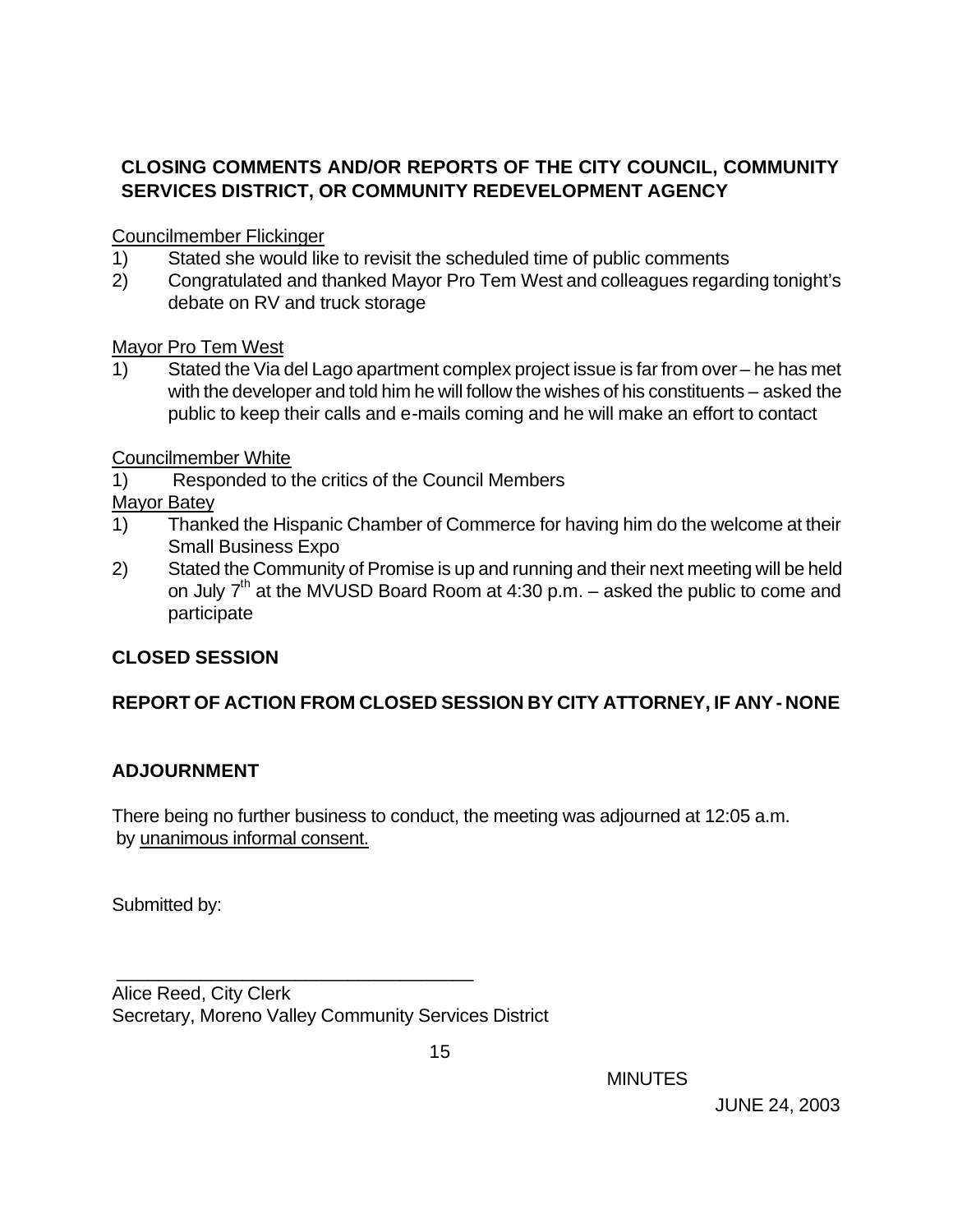## CLOSING COMMENTS AND/OR REPORTS OF THE CITY COUNCIL, COMMUNITY SERVICES DISTRICT, OR COMMUNITY REDEVELOPMENT AGENCY

Councilmember Flickinger

1) Stated she would like to revisit the scheduled time of public comments
2) Congratulated and thanked Mayor Pro Tem West and colleagues regarding tonight's debate on RV and truck storage

Mayor Pro Tem West

1) Stated the Via del Lago apartment complex project issue is far from over – he has met with the developer and told him he will follow the wishes of his constituents – asked the public to keep their calls and e-mails coming and he will make an effort to contact

Councilmember White

1) Responded to the critics of the Council Members

Mayor Batey

1) Thanked the Hispanic Chamber of Commerce for having him do the welcome at their Small Business Expo
2) Stated the Community of Promise is up and running and their next meeting will be held on July 7th at the MVUSD Board Room at 4:30 p.m. – asked the public to come and participate

## CLOSED SESSION

## REPORT OF ACTION FROM CLOSED SESSION BY CITY ATTORNEY, IF ANY - NONE

## ADJOURNMENT

There being no further business to conduct, the meeting was adjourned at 12:05 a.m. by unanimous informal consent.

Submitted by:

\_\_\_\_\_\_\_\_\_\_\_\_\_\_\_\_\_\_\_\_\_\_\_\_\_\_\_\_\_\_\_\_\_\_\_\_

Alice Reed, City Clerk
Secretary, Moreno Valley Community Services District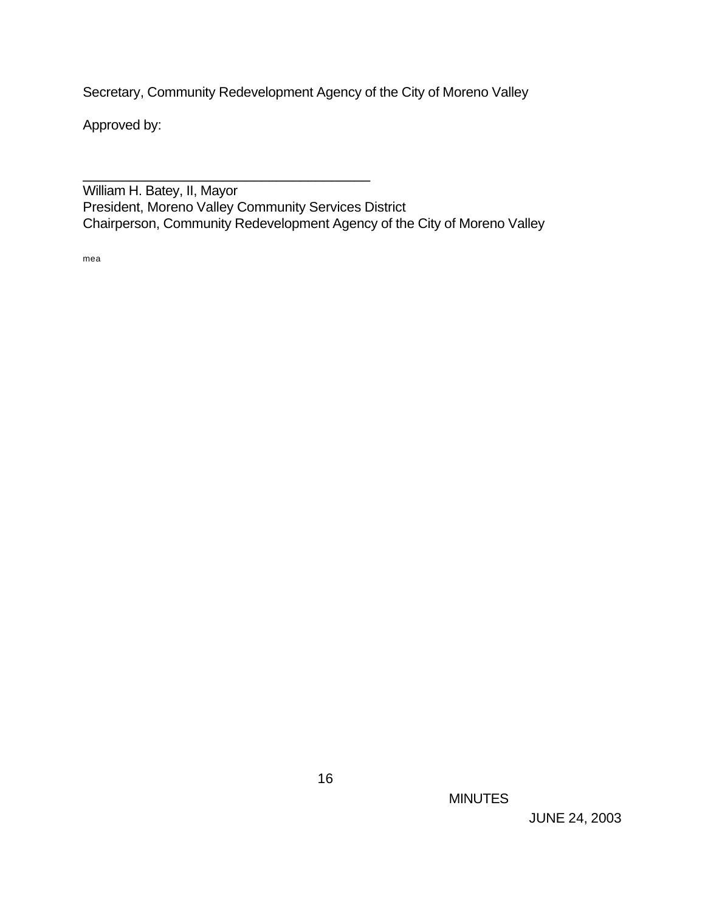Secretary, Community Redevelopment Agency of the City of Moreno Valley

Approved by:

\_\_\_\_\_\_\_\_\_\_\_\_\_\_\_\_\_\_\_\_\_\_\_\_\_\_\_\_\_\_\_\_\_\_\_\_\_\_\_\_

William H. Batey, II, Mayor
President, Moreno Valley Community Services District
Chairperson, Community Redevelopment Agency of the City of Moreno Valley

mea